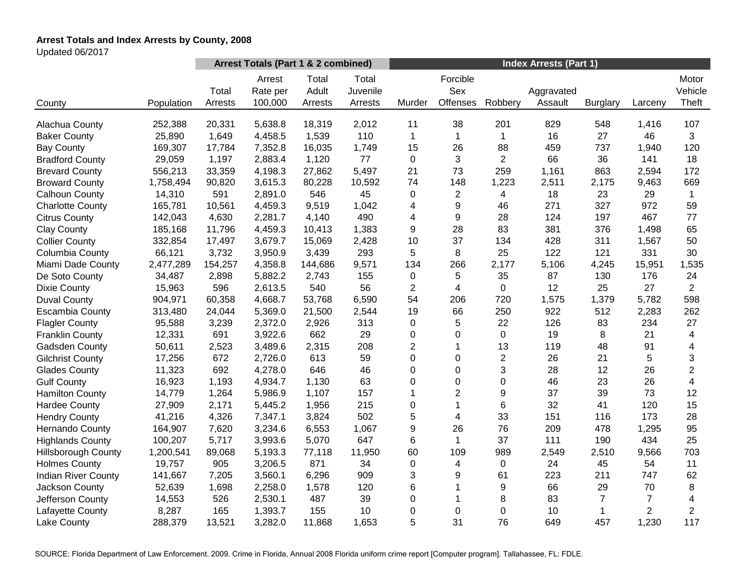**Arrest Totals and Index Arrests by County, 2008**

Updated 06/2017

| | | Arrest Totals (Part 1 & 2 combined) | | | | Index Arrests (Part 1) | | | | | | |
|---|---|---|---|---|---|---|---|---|---|---|---|---|
| County | Population | Total Arrests | Arrest Rate per 100,000 | Total Adult Arrests | Total Juvenile Arrests | Murder | Forcible Sex Offenses | Robbery | Aggravated Assault | Burglary | Larceny | Motor Vehicle Theft |
| Alachua County | 252,388 | 20,331 | 5,638.8 | 18,319 | 2,012 | 11 | 38 | 201 | 829 | 548 | 1,416 | 107 |
| Baker County | 25,890 | 1,649 | 4,458.5 | 1,539 | 110 | 1 | 1 | 1 | 16 | 27 | 46 | 3 |
| Bay County | 169,307 | 17,784 | 7,352.8 | 16,035 | 1,749 | 15 | 26 | 88 | 459 | 737 | 1,940 | 120 |
| Bradford County | 29,059 | 1,197 | 2,883.4 | 1,120 | 77 | 0 | 3 | 2 | 66 | 36 | 141 | 18 |
| Brevard County | 556,213 | 33,359 | 4,198.3 | 27,862 | 5,497 | 21 | 73 | 259 | 1,161 | 863 | 2,594 | 172 |
| Broward County | 1,758,494 | 90,820 | 3,615.3 | 80,228 | 10,592 | 74 | 148 | 1,223 | 2,511 | 2,175 | 9,463 | 669 |
| Calhoun County | 14,310 | 591 | 2,891.0 | 546 | 45 | 0 | 2 | 4 | 18 | 23 | 29 | 1 |
| Charlotte County | 165,781 | 10,561 | 4,459.3 | 9,519 | 1,042 | 4 | 9 | 46 | 271 | 327 | 972 | 59 |
| Citrus County | 142,043 | 4,630 | 2,281.7 | 4,140 | 490 | 4 | 9 | 28 | 124 | 197 | 467 | 77 |
| Clay County | 185,168 | 11,796 | 4,459.3 | 10,413 | 1,383 | 9 | 28 | 83 | 381 | 376 | 1,498 | 65 |
| Collier County | 332,854 | 17,497 | 3,679.7 | 15,069 | 2,428 | 10 | 37 | 134 | 428 | 311 | 1,567 | 50 |
| Columbia County | 66,121 | 3,732 | 3,950.9 | 3,439 | 293 | 5 | 8 | 25 | 122 | 121 | 331 | 30 |
| Miami Dade County | 2,477,289 | 154,257 | 4,358.8 | 144,686 | 9,571 | 134 | 266 | 2,177 | 5,106 | 4,245 | 15,951 | 1,535 |
| De Soto County | 34,487 | 2,898 | 5,882.2 | 2,743 | 155 | 0 | 5 | 35 | 87 | 130 | 176 | 24 |
| Dixie County | 15,963 | 596 | 2,613.5 | 540 | 56 | 2 | 4 | 0 | 12 | 25 | 27 | 2 |
| Duval County | 904,971 | 60,358 | 4,668.7 | 53,768 | 6,590 | 54 | 206 | 720 | 1,575 | 1,379 | 5,782 | 598 |
| Escambia County | 313,480 | 24,044 | 5,369.0 | 21,500 | 2,544 | 19 | 66 | 250 | 922 | 512 | 2,283 | 262 |
| Flagler County | 95,588 | 3,239 | 2,372.0 | 2,926 | 313 | 0 | 5 | 22 | 126 | 83 | 234 | 27 |
| Franklin County | 12,331 | 691 | 3,922.6 | 662 | 29 | 0 | 0 | 0 | 19 | 8 | 21 | 4 |
| Gadsden County | 50,611 | 2,523 | 3,489.6 | 2,315 | 208 | 2 | 1 | 13 | 119 | 48 | 91 | 4 |
| Gilchrist County | 17,256 | 672 | 2,726.0 | 613 | 59 | 0 | 0 | 2 | 26 | 21 | 5 | 3 |
| Glades County | 11,323 | 692 | 4,278.0 | 646 | 46 | 0 | 0 | 3 | 28 | 12 | 26 | 2 |
| Gulf County | 16,923 | 1,193 | 4,934.7 | 1,130 | 63 | 0 | 0 | 0 | 46 | 23 | 26 | 4 |
| Hamilton County | 14,779 | 1,264 | 5,986.9 | 1,107 | 157 | 1 | 2 | 9 | 37 | 39 | 73 | 12 |
| Hardee County | 27,909 | 2,171 | 5,445.2 | 1,956 | 215 | 0 | 1 | 6 | 32 | 41 | 120 | 15 |
| Hendry County | 41,216 | 4,326 | 7,347.1 | 3,824 | 502 | 5 | 4 | 33 | 151 | 116 | 173 | 28 |
| Hernando County | 164,907 | 7,620 | 3,234.6 | 6,553 | 1,067 | 9 | 26 | 76 | 209 | 478 | 1,295 | 95 |
| Highlands County | 100,207 | 5,717 | 3,993.6 | 5,070 | 647 | 6 | 1 | 37 | 111 | 190 | 434 | 25 |
| Hillsborough County | 1,200,541 | 89,068 | 5,193.3 | 77,118 | 11,950 | 60 | 109 | 989 | 2,549 | 2,510 | 9,566 | 703 |
| Holmes County | 19,757 | 905 | 3,206.5 | 871 | 34 | 0 | 4 | 0 | 24 | 45 | 54 | 11 |
| Indian River County | 141,667 | 7,205 | 3,560.1 | 6,296 | 909 | 3 | 9 | 61 | 223 | 211 | 747 | 62 |
| Jackson County | 52,639 | 1,698 | 2,258.0 | 1,578 | 120 | 6 | 1 | 9 | 66 | 29 | 70 | 8 |
| Jefferson County | 14,553 | 526 | 2,530.1 | 487 | 39 | 0 | 1 | 8 | 83 | 7 | 7 | 4 |
| Lafayette County | 8,287 | 165 | 1,393.7 | 155 | 10 | 0 | 0 | 0 | 10 | 1 | 2 | 2 |
| Lake County | 288,379 | 13,521 | 3,282.0 | 11,868 | 1,653 | 5 | 31 | 76 | 649 | 457 | 1,230 | 117 |

SOURCE: Florida Department of Law Enforcement. 2009. Crime in Florida, Annual 2008 Florida uniform crime report [Computer program]. Tallahassee, FL: FDLE.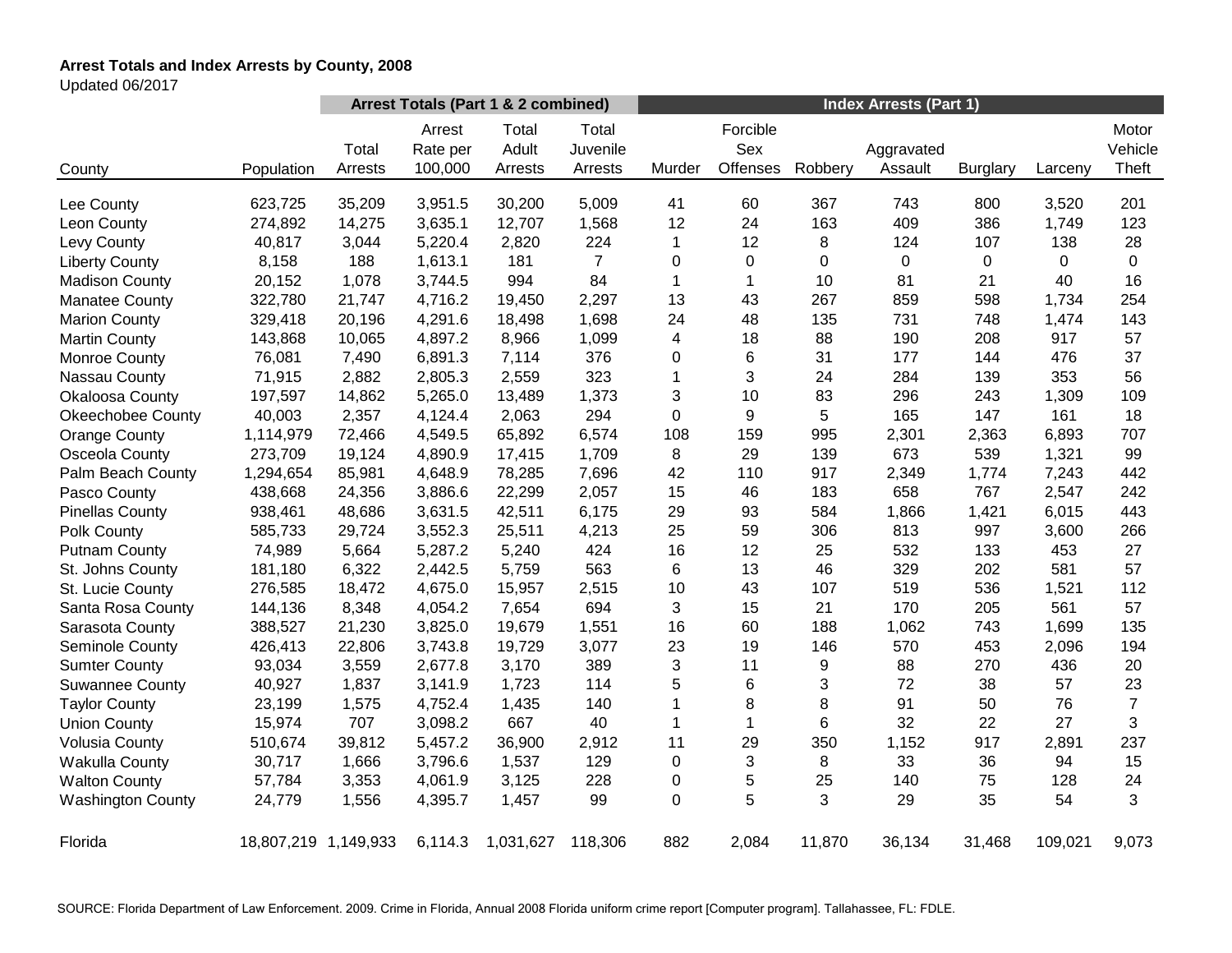**Arrest Totals and Index Arrests by County, 2008**
Updated 06/2017

| | | Arrest Totals (Part 1 & 2 combined) | | | | Index Arrests (Part 1) | | | | | | |
|---|---|---|---|---|---|---|---|---|---|---|---|---|
| County | Population | Total Arrests | Arrest Rate per 100,000 | Total Adult Arrests | Total Juvenile Arrests | Murder | Forcible Sex Offenses | Robbery | Aggravated Assault | Burglary | Larceny | Motor Vehicle Theft |
| Lee County | 623,725 | 35,209 | 3,951.5 | 30,200 | 5,009 | 41 | 60 | 367 | 743 | 800 | 3,520 | 201 |
| Leon County | 274,892 | 14,275 | 3,635.1 | 12,707 | 1,568 | 12 | 24 | 163 | 409 | 386 | 1,749 | 123 |
| Levy County | 40,817 | 3,044 | 5,220.4 | 2,820 | 224 | 1 | 12 | 8 | 124 | 107 | 138 | 28 |
| Liberty County | 8,158 | 188 | 1,613.1 | 181 | 7 | 0 | 0 | 0 | 0 | 0 | 0 | 0 |
| Madison County | 20,152 | 1,078 | 3,744.5 | 994 | 84 | 1 | 1 | 10 | 81 | 21 | 40 | 16 |
| Manatee County | 322,780 | 21,747 | 4,716.2 | 19,450 | 2,297 | 13 | 43 | 267 | 859 | 598 | 1,734 | 254 |
| Marion County | 329,418 | 20,196 | 4,291.6 | 18,498 | 1,698 | 24 | 48 | 135 | 731 | 748 | 1,474 | 143 |
| Martin County | 143,868 | 10,065 | 4,897.2 | 8,966 | 1,099 | 4 | 18 | 88 | 190 | 208 | 917 | 57 |
| Monroe County | 76,081 | 7,490 | 6,891.3 | 7,114 | 376 | 0 | 6 | 31 | 177 | 144 | 476 | 37 |
| Nassau County | 71,915 | 2,882 | 2,805.3 | 2,559 | 323 | 1 | 3 | 24 | 284 | 139 | 353 | 56 |
| Okaloosa County | 197,597 | 14,862 | 5,265.0 | 13,489 | 1,373 | 3 | 10 | 83 | 296 | 243 | 1,309 | 109 |
| Okeechobee County | 40,003 | 2,357 | 4,124.4 | 2,063 | 294 | 0 | 9 | 5 | 165 | 147 | 161 | 18 |
| Orange County | 1,114,979 | 72,466 | 4,549.5 | 65,892 | 6,574 | 108 | 159 | 995 | 2,301 | 2,363 | 6,893 | 707 |
| Osceola County | 273,709 | 19,124 | 4,890.9 | 17,415 | 1,709 | 8 | 29 | 139 | 673 | 539 | 1,321 | 99 |
| Palm Beach County | 1,294,654 | 85,981 | 4,648.9 | 78,285 | 7,696 | 42 | 110 | 917 | 2,349 | 1,774 | 7,243 | 442 |
| Pasco County | 438,668 | 24,356 | 3,886.6 | 22,299 | 2,057 | 15 | 46 | 183 | 658 | 767 | 2,547 | 242 |
| Pinellas County | 938,461 | 48,686 | 3,631.5 | 42,511 | 6,175 | 29 | 93 | 584 | 1,866 | 1,421 | 6,015 | 443 |
| Polk County | 585,733 | 29,724 | 3,552.3 | 25,511 | 4,213 | 25 | 59 | 306 | 813 | 997 | 3,600 | 266 |
| Putnam County | 74,989 | 5,664 | 5,287.2 | 5,240 | 424 | 16 | 12 | 25 | 532 | 133 | 453 | 27 |
| St. Johns County | 181,180 | 6,322 | 2,442.5 | 5,759 | 563 | 6 | 13 | 46 | 329 | 202 | 581 | 57 |
| St. Lucie County | 276,585 | 18,472 | 4,675.0 | 15,957 | 2,515 | 10 | 43 | 107 | 519 | 536 | 1,521 | 112 |
| Santa Rosa County | 144,136 | 8,348 | 4,054.2 | 7,654 | 694 | 3 | 15 | 21 | 170 | 205 | 561 | 57 |
| Sarasota County | 388,527 | 21,230 | 3,825.0 | 19,679 | 1,551 | 16 | 60 | 188 | 1,062 | 743 | 1,699 | 135 |
| Seminole County | 426,413 | 22,806 | 3,743.8 | 19,729 | 3,077 | 23 | 19 | 146 | 570 | 453 | 2,096 | 194 |
| Sumter County | 93,034 | 3,559 | 2,677.8 | 3,170 | 389 | 3 | 11 | 9 | 88 | 270 | 436 | 20 |
| Suwannee County | 40,927 | 1,837 | 3,141.9 | 1,723 | 114 | 5 | 6 | 3 | 72 | 38 | 57 | 23 |
| Taylor County | 23,199 | 1,575 | 4,752.4 | 1,435 | 140 | 1 | 8 | 8 | 91 | 50 | 76 | 7 |
| Union County | 15,974 | 707 | 3,098.2 | 667 | 40 | 1 | 1 | 6 | 32 | 22 | 27 | 3 |
| Volusia County | 510,674 | 39,812 | 5,457.2 | 36,900 | 2,912 | 11 | 29 | 350 | 1,152 | 917 | 2,891 | 237 |
| Wakulla County | 30,717 | 1,666 | 3,796.6 | 1,537 | 129 | 0 | 3 | 8 | 33 | 36 | 94 | 15 |
| Walton County | 57,784 | 3,353 | 4,061.9 | 3,125 | 228 | 0 | 5 | 25 | 140 | 75 | 128 | 24 |
| Washington County | 24,779 | 1,556 | 4,395.7 | 1,457 | 99 | 0 | 5 | 3 | 29 | 35 | 54 | 3 |
| Florida | 18,807,219 | 1,149,933 | 6,114.3 | 1,031,627 | 118,306 | 882 | 2,084 | 11,870 | 36,134 | 31,468 | 109,021 | 9,073 |

SOURCE: Florida Department of Law Enforcement. 2009. Crime in Florida, Annual 2008 Florida uniform crime report [Computer program]. Tallahassee, FL: FDLE.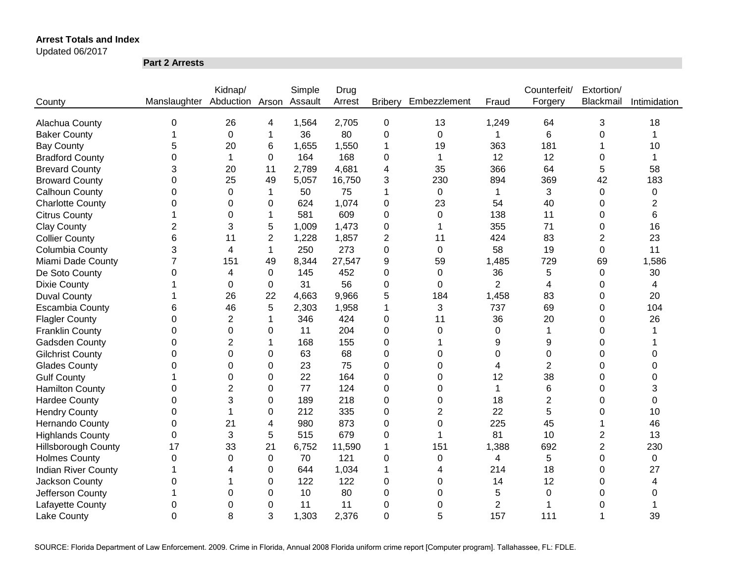**Arrest Totals and Index**
Updated 06/2017

**Part 2 Arrests**

| County | Manslaughter | Kidnap/ Abduction | Arson | Simple Assault | Drug Arrest | Bribery | Embezzlement | Fraud | Counterfeit/ Forgery | Extortion/ Blackmail | Intimidation |
|---|---|---|---|---|---|---|---|---|---|---|---|
| Alachua County | 0 | 26 | 4 | 1,564 | 2,705 | 0 | 13 | 1,249 | 64 | 3 | 18 |
| Baker County | 1 | 0 | 1 | 36 | 80 | 0 | 0 | 1 | 6 | 0 | 1 |
| Bay County | 5 | 20 | 6 | 1,655 | 1,550 | 1 | 19 | 363 | 181 | 1 | 10 |
| Bradford County | 0 | 1 | 0 | 164 | 168 | 0 | 1 | 12 | 12 | 0 | 1 |
| Brevard County | 3 | 20 | 11 | 2,789 | 4,681 | 4 | 35 | 366 | 64 | 5 | 58 |
| Broward County | 0 | 25 | 49 | 5,057 | 16,750 | 3 | 230 | 894 | 369 | 42 | 183 |
| Calhoun County | 0 | 0 | 1 | 50 | 75 | 1 | 0 | 1 | 3 | 0 | 0 |
| Charlotte County | 0 | 0 | 0 | 624 | 1,074 | 0 | 23 | 54 | 40 | 0 | 2 |
| Citrus County | 1 | 0 | 1 | 581 | 609 | 0 | 0 | 138 | 11 | 0 | 6 |
| Clay County | 2 | 3 | 5 | 1,009 | 1,473 | 0 | 1 | 355 | 71 | 0 | 16 |
| Collier County | 6 | 11 | 2 | 1,228 | 1,857 | 2 | 11 | 424 | 83 | 2 | 23 |
| Columbia County | 3 | 4 | 1 | 250 | 273 | 0 | 0 | 58 | 19 | 0 | 11 |
| Miami Dade County | 7 | 151 | 49 | 8,344 | 27,547 | 9 | 59 | 1,485 | 729 | 69 | 1,586 |
| De Soto County | 0 | 4 | 0 | 145 | 452 | 0 | 0 | 36 | 5 | 0 | 30 |
| Dixie County | 1 | 0 | 0 | 31 | 56 | 0 | 0 | 2 | 4 | 0 | 4 |
| Duval County | 1 | 26 | 22 | 4,663 | 9,966 | 5 | 184 | 1,458 | 83 | 0 | 20 |
| Escambia County | 6 | 46 | 5 | 2,303 | 1,958 | 1 | 3 | 737 | 69 | 0 | 104 |
| Flagler County | 0 | 2 | 1 | 346 | 424 | 0 | 11 | 36 | 20 | 0 | 26 |
| Franklin County | 0 | 0 | 0 | 11 | 204 | 0 | 0 | 0 | 1 | 0 | 1 |
| Gadsden County | 0 | 2 | 1 | 168 | 155 | 0 | 1 | 9 | 9 | 0 | 1 |
| Gilchrist County | 0 | 0 | 0 | 63 | 68 | 0 | 0 | 0 | 0 | 0 | 0 |
| Glades County | 0 | 0 | 0 | 23 | 75 | 0 | 0 | 4 | 2 | 0 | 0 |
| Gulf County | 1 | 0 | 0 | 22 | 164 | 0 | 0 | 12 | 38 | 0 | 0 |
| Hamilton County | 0 | 2 | 0 | 77 | 124 | 0 | 0 | 1 | 6 | 0 | 3 |
| Hardee County | 0 | 3 | 0 | 189 | 218 | 0 | 0 | 18 | 2 | 0 | 0 |
| Hendry County | 0 | 1 | 0 | 212 | 335 | 0 | 2 | 22 | 5 | 0 | 10 |
| Hernando County | 0 | 21 | 4 | 980 | 873 | 0 | 0 | 225 | 45 | 1 | 46 |
| Highlands County | 0 | 3 | 5 | 515 | 679 | 0 | 1 | 81 | 10 | 2 | 13 |
| Hillsborough County | 17 | 33 | 21 | 6,752 | 11,590 | 1 | 151 | 1,388 | 692 | 2 | 230 |
| Holmes County | 0 | 0 | 0 | 70 | 121 | 0 | 0 | 4 | 5 | 0 | 0 |
| Indian River County | 1 | 4 | 0 | 644 | 1,034 | 1 | 4 | 214 | 18 | 0 | 27 |
| Jackson County | 0 | 1 | 0 | 122 | 122 | 0 | 0 | 14 | 12 | 0 | 4 |
| Jefferson County | 1 | 0 | 0 | 10 | 80 | 0 | 0 | 5 | 0 | 0 | 0 |
| Lafayette County | 0 | 0 | 0 | 11 | 11 | 0 | 0 | 2 | 1 | 0 | 1 |
| Lake County | 0 | 8 | 3 | 1,303 | 2,376 | 0 | 5 | 157 | 111 | 1 | 39 |

SOURCE: Florida Department of Law Enforcement. 2009. Crime in Florida, Annual 2008 Florida uniform crime report [Computer program]. Tallahassee, FL: FDLE.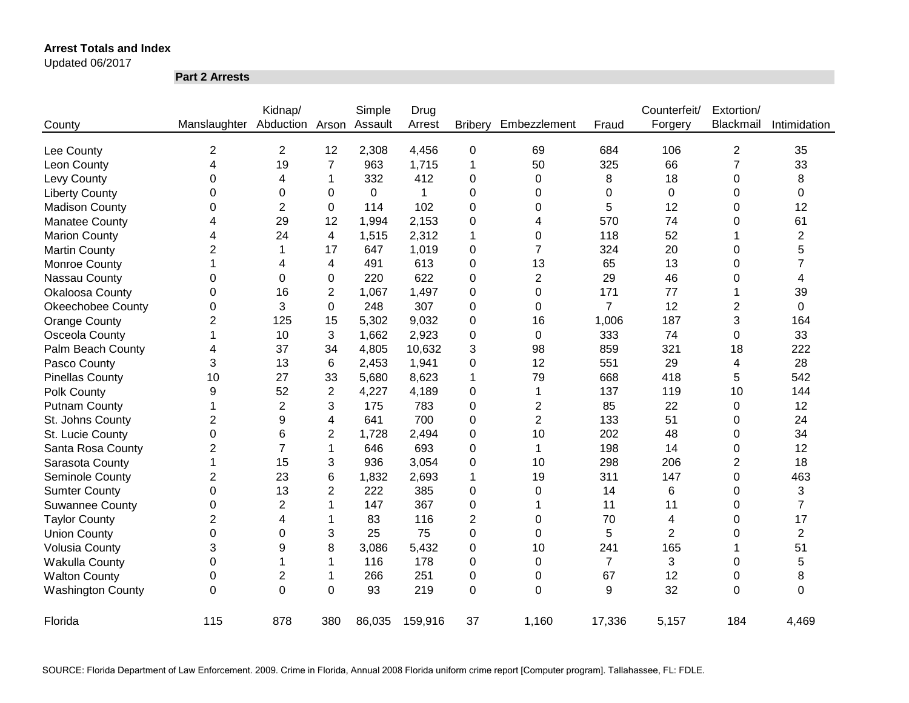**Arrest Totals and Index**
Updated 06/2017

**Part 2 Arrests**

| County | Manslaughter | Kidnap/ Abduction | Arson | Simple Assault | Drug Arrest | Bribery | Embezzlement | Fraud | Counterfeit/ Forgery | Extortion/ Blackmail | Intimidation |
|---|---|---|---|---|---|---|---|---|---|---|---|
| Lee County | 2 | 2 | 12 | 2,308 | 4,456 | 0 | 69 | 684 | 106 | 2 | 35 |
| Leon County | 4 | 19 | 7 | 963 | 1,715 | 1 | 50 | 325 | 66 | 7 | 33 |
| Levy County | 0 | 4 | 1 | 332 | 412 | 0 | 0 | 8 | 18 | 0 | 8 |
| Liberty County | 0 | 0 | 0 | 0 | 1 | 0 | 0 | 0 | 0 | 0 | 0 |
| Madison County | 0 | 2 | 0 | 114 | 102 | 0 | 0 | 5 | 12 | 0 | 12 |
| Manatee County | 4 | 29 | 12 | 1,994 | 2,153 | 0 | 4 | 570 | 74 | 0 | 61 |
| Marion County | 4 | 24 | 4 | 1,515 | 2,312 | 1 | 0 | 118 | 52 | 1 | 2 |
| Martin County | 2 | 1 | 17 | 647 | 1,019 | 0 | 7 | 324 | 20 | 0 | 5 |
| Monroe County | 1 | 4 | 4 | 491 | 613 | 0 | 13 | 65 | 13 | 0 | 7 |
| Nassau County | 0 | 0 | 0 | 220 | 622 | 0 | 2 | 29 | 46 | 0 | 4 |
| Okaloosa County | 0 | 16 | 2 | 1,067 | 1,497 | 0 | 0 | 171 | 77 | 1 | 39 |
| Okeechobee County | 0 | 3 | 0 | 248 | 307 | 0 | 0 | 7 | 12 | 2 | 0 |
| Orange County | 2 | 125 | 15 | 5,302 | 9,032 | 0 | 16 | 1,006 | 187 | 3 | 164 |
| Osceola County | 1 | 10 | 3 | 1,662 | 2,923 | 0 | 0 | 333 | 74 | 0 | 33 |
| Palm Beach County | 4 | 37 | 34 | 4,805 | 10,632 | 3 | 98 | 859 | 321 | 18 | 222 |
| Pasco County | 3 | 13 | 6 | 2,453 | 1,941 | 0 | 12 | 551 | 29 | 4 | 28 |
| Pinellas County | 10 | 27 | 33 | 5,680 | 8,623 | 1 | 79 | 668 | 418 | 5 | 542 |
| Polk County | 9 | 52 | 2 | 4,227 | 4,189 | 0 | 1 | 137 | 119 | 10 | 144 |
| Putnam County | 1 | 2 | 3 | 175 | 783 | 0 | 2 | 85 | 22 | 0 | 12 |
| St. Johns County | 2 | 9 | 4 | 641 | 700 | 0 | 2 | 133 | 51 | 0 | 24 |
| St. Lucie County | 0 | 6 | 2 | 1,728 | 2,494 | 0 | 10 | 202 | 48 | 0 | 34 |
| Santa Rosa County | 2 | 7 | 1 | 646 | 693 | 0 | 1 | 198 | 14 | 0 | 12 |
| Sarasota County | 1 | 15 | 3 | 936 | 3,054 | 0 | 10 | 298 | 206 | 2 | 18 |
| Seminole County | 2 | 23 | 6 | 1,832 | 2,693 | 1 | 19 | 311 | 147 | 0 | 463 |
| Sumter County | 0 | 13 | 2 | 222 | 385 | 0 | 0 | 14 | 6 | 0 | 3 |
| Suwannee County | 0 | 2 | 1 | 147 | 367 | 0 | 1 | 11 | 11 | 0 | 7 |
| Taylor County | 2 | 4 | 1 | 83 | 116 | 2 | 0 | 70 | 4 | 0 | 17 |
| Union County | 0 | 0 | 3 | 25 | 75 | 0 | 0 | 5 | 2 | 0 | 2 |
| Volusia County | 3 | 9 | 8 | 3,086 | 5,432 | 0 | 10 | 241 | 165 | 1 | 51 |
| Wakulla County | 0 | 1 | 1 | 116 | 178 | 0 | 0 | 7 | 3 | 0 | 5 |
| Walton County | 0 | 2 | 1 | 266 | 251 | 0 | 0 | 67 | 12 | 0 | 8 |
| Washington County | 0 | 0 | 0 | 93 | 219 | 0 | 0 | 9 | 32 | 0 | 0 |
| Florida | 115 | 878 | 380 | 86,035 | 159,916 | 37 | 1,160 | 17,336 | 5,157 | 184 | 4,469 |

SOURCE: Florida Department of Law Enforcement. 2009. Crime in Florida, Annual 2008 Florida uniform crime report [Computer program]. Tallahassee, FL: FDLE.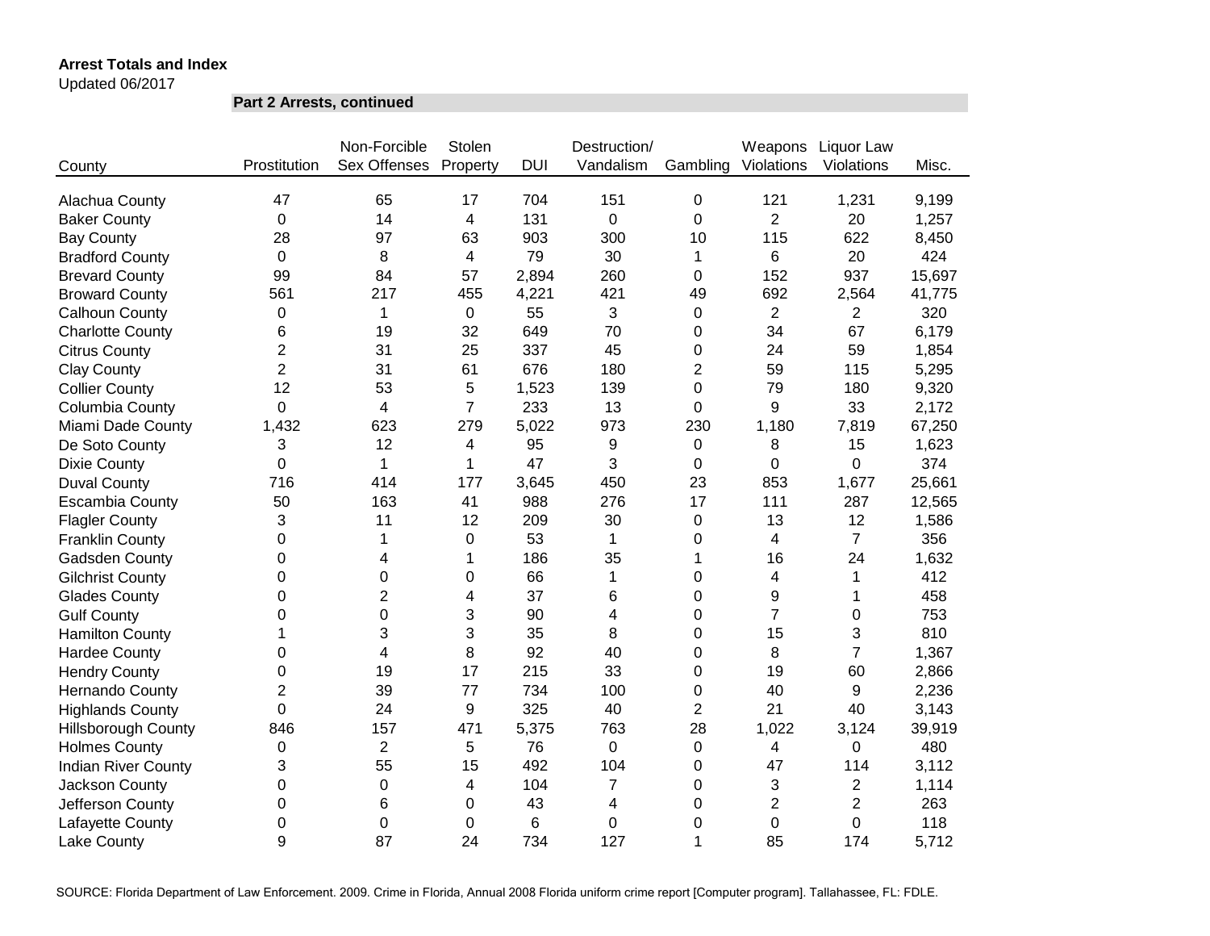**Arrest Totals and Index**

Updated 06/2017

**Part 2 Arrests, continued**

| County | Prostitution | Non-Forcible Sex Offenses | Stolen Property | DUI | Destruction/ Vandalism | Gambling | Weapons Violations | Liquor Law Violations | Misc. |
|---|---|---|---|---|---|---|---|---|---|
| Alachua County | 47 | 65 | 17 | 704 | 151 | 0 | 121 | 1,231 | 9,199 |
| Baker County | 0 | 14 | 4 | 131 | 0 | 0 | 2 | 20 | 1,257 |
| Bay County | 28 | 97 | 63 | 903 | 300 | 10 | 115 | 622 | 8,450 |
| Bradford County | 0 | 8 | 4 | 79 | 30 | 1 | 6 | 20 | 424 |
| Brevard County | 99 | 84 | 57 | 2,894 | 260 | 0 | 152 | 937 | 15,697 |
| Broward County | 561 | 217 | 455 | 4,221 | 421 | 49 | 692 | 2,564 | 41,775 |
| Calhoun County | 0 | 1 | 0 | 55 | 3 | 0 | 2 | 2 | 320 |
| Charlotte County | 6 | 19 | 32 | 649 | 70 | 0 | 34 | 67 | 6,179 |
| Citrus County | 2 | 31 | 25 | 337 | 45 | 0 | 24 | 59 | 1,854 |
| Clay County | 2 | 31 | 61 | 676 | 180 | 2 | 59 | 115 | 5,295 |
| Collier County | 12 | 53 | 5 | 1,523 | 139 | 0 | 79 | 180 | 9,320 |
| Columbia County | 0 | 4 | 7 | 233 | 13 | 0 | 9 | 33 | 2,172 |
| Miami Dade County | 1,432 | 623 | 279 | 5,022 | 973 | 230 | 1,180 | 7,819 | 67,250 |
| De Soto County | 3 | 12 | 4 | 95 | 9 | 0 | 8 | 15 | 1,623 |
| Dixie County | 0 | 1 | 1 | 47 | 3 | 0 | 0 | 0 | 374 |
| Duval County | 716 | 414 | 177 | 3,645 | 450 | 23 | 853 | 1,677 | 25,661 |
| Escambia County | 50 | 163 | 41 | 988 | 276 | 17 | 111 | 287 | 12,565 |
| Flagler County | 3 | 11 | 12 | 209 | 30 | 0 | 13 | 12 | 1,586 |
| Franklin County | 0 | 1 | 0 | 53 | 1 | 0 | 4 | 7 | 356 |
| Gadsden County | 0 | 4 | 1 | 186 | 35 | 1 | 16 | 24 | 1,632 |
| Gilchrist County | 0 | 0 | 0 | 66 | 1 | 0 | 4 | 1 | 412 |
| Glades County | 0 | 2 | 4 | 37 | 6 | 0 | 9 | 1 | 458 |
| Gulf County | 0 | 0 | 3 | 90 | 4 | 0 | 7 | 0 | 753 |
| Hamilton County | 1 | 3 | 3 | 35 | 8 | 0 | 15 | 3 | 810 |
| Hardee County | 0 | 4 | 8 | 92 | 40 | 0 | 8 | 7 | 1,367 |
| Hendry County | 0 | 19 | 17 | 215 | 33 | 0 | 19 | 60 | 2,866 |
| Hernando County | 2 | 39 | 77 | 734 | 100 | 0 | 40 | 9 | 2,236 |
| Highlands County | 0 | 24 | 9 | 325 | 40 | 2 | 21 | 40 | 3,143 |
| Hillsborough County | 846 | 157 | 471 | 5,375 | 763 | 28 | 1,022 | 3,124 | 39,919 |
| Holmes County | 0 | 2 | 5 | 76 | 0 | 0 | 4 | 0 | 480 |
| Indian River County | 3 | 55 | 15 | 492 | 104 | 0 | 47 | 114 | 3,112 |
| Jackson County | 0 | 0 | 4 | 104 | 7 | 0 | 3 | 2 | 1,114 |
| Jefferson County | 0 | 6 | 0 | 43 | 4 | 0 | 2 | 2 | 263 |
| Lafayette County | 0 | 0 | 0 | 6 | 0 | 0 | 0 | 0 | 118 |
| Lake County | 9 | 87 | 24 | 734 | 127 | 1 | 85 | 174 | 5,712 |

SOURCE: Florida Department of Law Enforcement. 2009. Crime in Florida, Annual 2008 Florida uniform crime report [Computer program]. Tallahassee, FL: FDLE.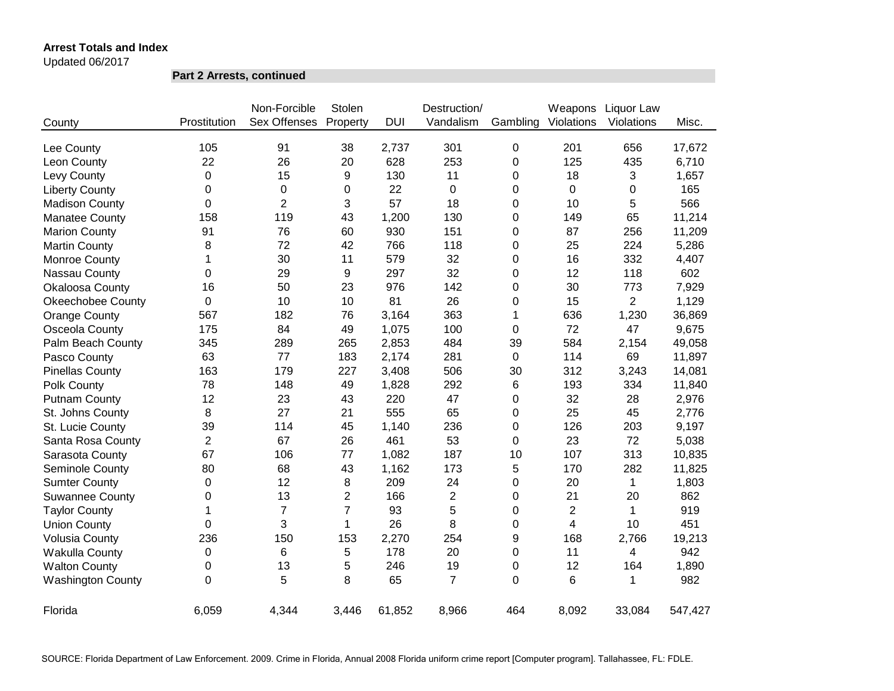**Arrest Totals and Index**

Updated 06/2017

**Part 2 Arrests, continued**

| County | Prostitution | Non-Forcible Sex Offenses | Stolen Property | DUI | Destruction/ Vandalism | Gambling | Weapons Violations | Liquor Law Violations | Misc. |
|---|---|---|---|---|---|---|---|---|---|
| Lee County | 105 | 91 | 38 | 2,737 | 301 | 0 | 201 | 656 | 17,672 |
| Leon County | 22 | 26 | 20 | 628 | 253 | 0 | 125 | 435 | 6,710 |
| Levy County | 0 | 15 | 9 | 130 | 11 | 0 | 18 | 3 | 1,657 |
| Liberty County | 0 | 0 | 0 | 22 | 0 | 0 | 0 | 0 | 165 |
| Madison County | 0 | 2 | 3 | 57 | 18 | 0 | 10 | 5 | 566 |
| Manatee County | 158 | 119 | 43 | 1,200 | 130 | 0 | 149 | 65 | 11,214 |
| Marion County | 91 | 76 | 60 | 930 | 151 | 0 | 87 | 256 | 11,209 |
| Martin County | 8 | 72 | 42 | 766 | 118 | 0 | 25 | 224 | 5,286 |
| Monroe County | 1 | 30 | 11 | 579 | 32 | 0 | 16 | 332 | 4,407 |
| Nassau County | 0 | 29 | 9 | 297 | 32 | 0 | 12 | 118 | 602 |
| Okaloosa County | 16 | 50 | 23 | 976 | 142 | 0 | 30 | 773 | 7,929 |
| Okeechobee County | 0 | 10 | 10 | 81 | 26 | 0 | 15 | 2 | 1,129 |
| Orange County | 567 | 182 | 76 | 3,164 | 363 | 1 | 636 | 1,230 | 36,869 |
| Osceola County | 175 | 84 | 49 | 1,075 | 100 | 0 | 72 | 47 | 9,675 |
| Palm Beach County | 345 | 289 | 265 | 2,853 | 484 | 39 | 584 | 2,154 | 49,058 |
| Pasco County | 63 | 77 | 183 | 2,174 | 281 | 0 | 114 | 69 | 11,897 |
| Pinellas County | 163 | 179 | 227 | 3,408 | 506 | 30 | 312 | 3,243 | 14,081 |
| Polk County | 78 | 148 | 49 | 1,828 | 292 | 6 | 193 | 334 | 11,840 |
| Putnam County | 12 | 23 | 43 | 220 | 47 | 0 | 32 | 28 | 2,976 |
| St. Johns County | 8 | 27 | 21 | 555 | 65 | 0 | 25 | 45 | 2,776 |
| St. Lucie County | 39 | 114 | 45 | 1,140 | 236 | 0 | 126 | 203 | 9,197 |
| Santa Rosa County | 2 | 67 | 26 | 461 | 53 | 0 | 23 | 72 | 5,038 |
| Sarasota County | 67 | 106 | 77 | 1,082 | 187 | 10 | 107 | 313 | 10,835 |
| Seminole County | 80 | 68 | 43 | 1,162 | 173 | 5 | 170 | 282 | 11,825 |
| Sumter County | 0 | 12 | 8 | 209 | 24 | 0 | 20 | 1 | 1,803 |
| Suwannee County | 0 | 13 | 2 | 166 | 2 | 0 | 21 | 20 | 862 |
| Taylor County | 1 | 7 | 7 | 93 | 5 | 0 | 2 | 1 | 919 |
| Union County | 0 | 3 | 1 | 26 | 8 | 0 | 4 | 10 | 451 |
| Volusia County | 236 | 150 | 153 | 2,270 | 254 | 9 | 168 | 2,766 | 19,213 |
| Wakulla County | 0 | 6 | 5 | 178 | 20 | 0 | 11 | 4 | 942 |
| Walton County | 0 | 13 | 5 | 246 | 19 | 0 | 12 | 164 | 1,890 |
| Washington County | 0 | 5 | 8 | 65 | 7 | 0 | 6 | 1 | 982 |
| Florida | 6,059 | 4,344 | 3,446 | 61,852 | 8,966 | 464 | 8,092 | 33,084 | 547,427 |

SOURCE: Florida Department of Law Enforcement. 2009. Crime in Florida, Annual 2008 Florida uniform crime report [Computer program]. Tallahassee, FL: FDLE.